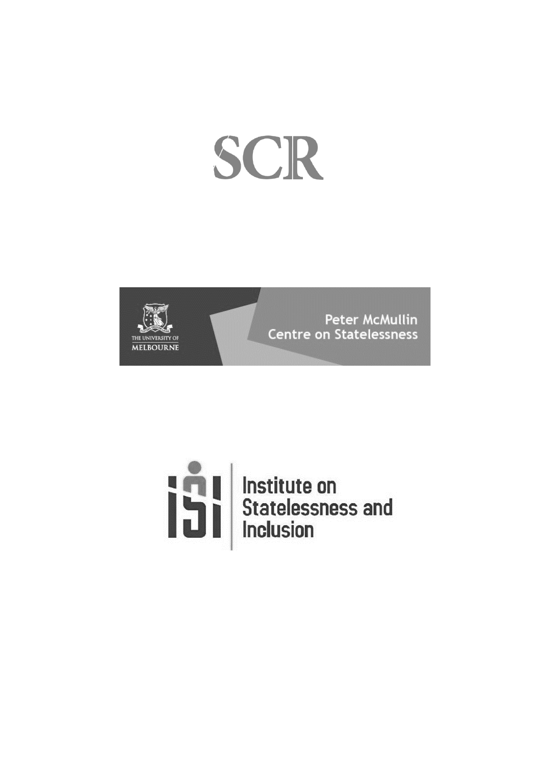SCR

THE UNIVERSITY OF MELBOURNE

Peter McMullin Centre on Statelessness

Institute on Statelessness and Inclusion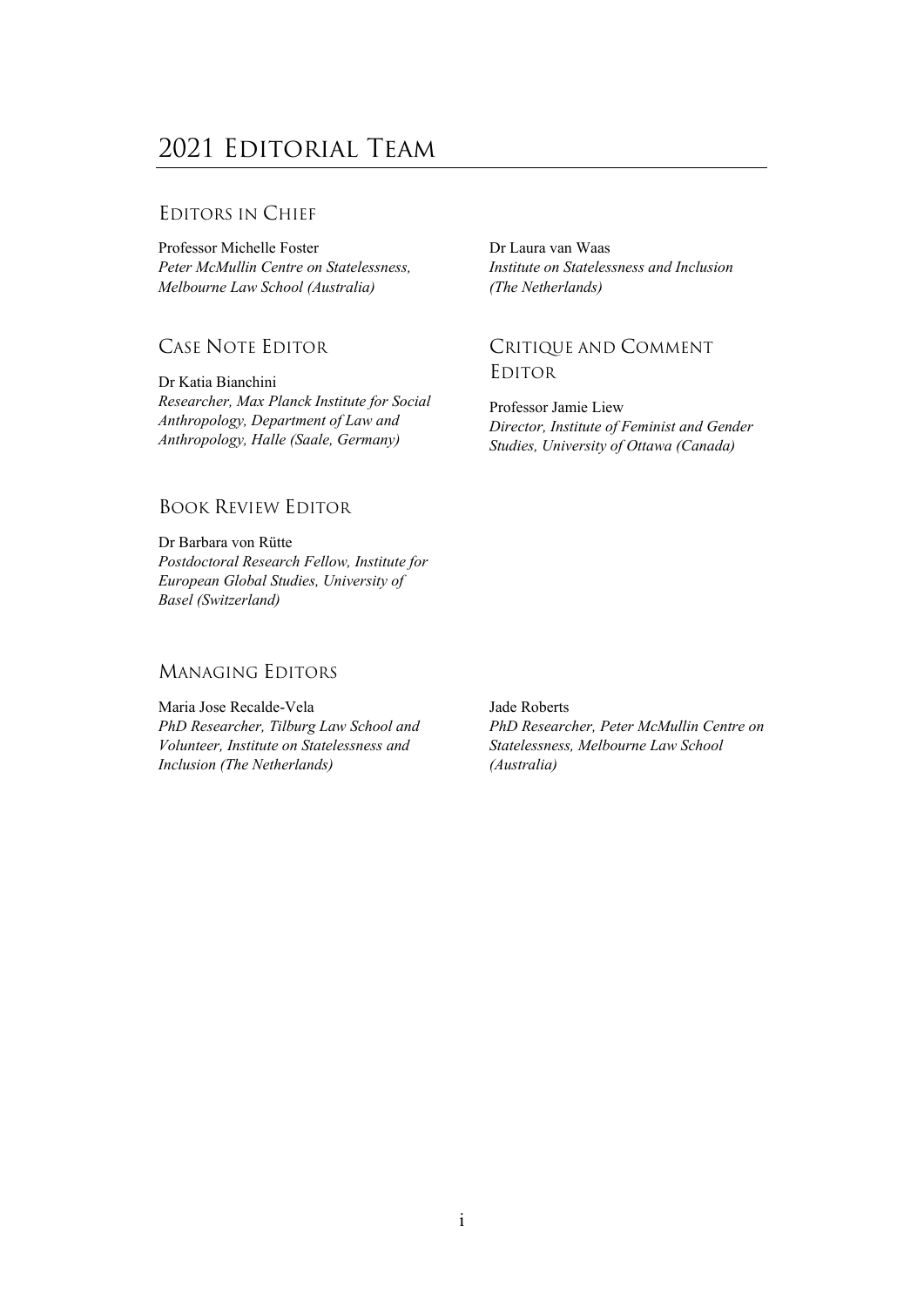# 2021 Editorial Team

## Editors in Chief

Professor Michelle Foster
*Peter McMullin Centre on Statelessness, Melbourne Law School (Australia)*

Dr Laura van Waas
*Institute on Statelessness and Inclusion (The Netherlands)*

## Case Note Editor

Dr Katia Bianchini
*Researcher, Max Planck Institute for Social Anthropology, Department of Law and Anthropology, Halle (Saale, Germany)*

## Critique and Comment Editor

Professor Jamie Liew
*Director, Institute of Feminist and Gender Studies, University of Ottawa (Canada)*

## Book Review Editor

Dr Barbara von Rütte
*Postdoctoral Research Fellow, Institute for European Global Studies, University of Basel (Switzerland)*

## Managing Editors

Maria Jose Recalde-Vela
*PhD Researcher, Tilburg Law School and Volunteer, Institute on Statelessness and Inclusion (The Netherlands)*

Jade Roberts
*PhD Researcher, Peter McMullin Centre on Statelessness, Melbourne Law School (Australia)*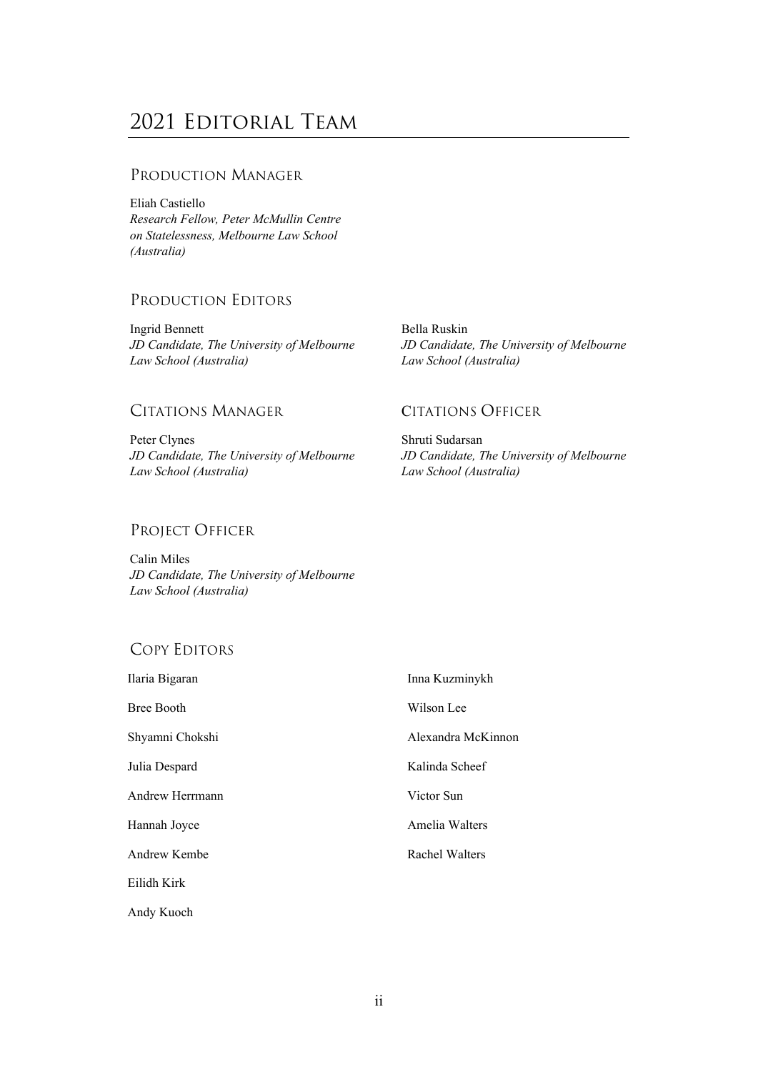# 2021 Editorial Team

## Production Manager

Eliah Castiello
*Research Fellow, Peter McMullin Centre on Statelessness, Melbourne Law School (Australia)*

## Production Editors

Ingrid Bennett
*JD Candidate, The University of Melbourne Law School (Australia)*

Bella Ruskin
*JD Candidate, The University of Melbourne Law School (Australia)*

## Citations Manager

Peter Clynes
*JD Candidate, The University of Melbourne Law School (Australia)*

## Citations Officer

Shruti Sudarsan
*JD Candidate, The University of Melbourne Law School (Australia)*

## Project Officer

Calin Miles
*JD Candidate, The University of Melbourne Law School (Australia)*

## Copy Editors

Ilaria Bigaran

Bree Booth

Shyamni Chokshi

Julia Despard

Andrew Herrmann

Hannah Joyce

Andrew Kembe

Eilidh Kirk

Andy Kuoch

Inna Kuzminykh

Wilson Lee

Alexandra McKinnon

Kalinda Scheef

Victor Sun

Amelia Walters

Rachel Walters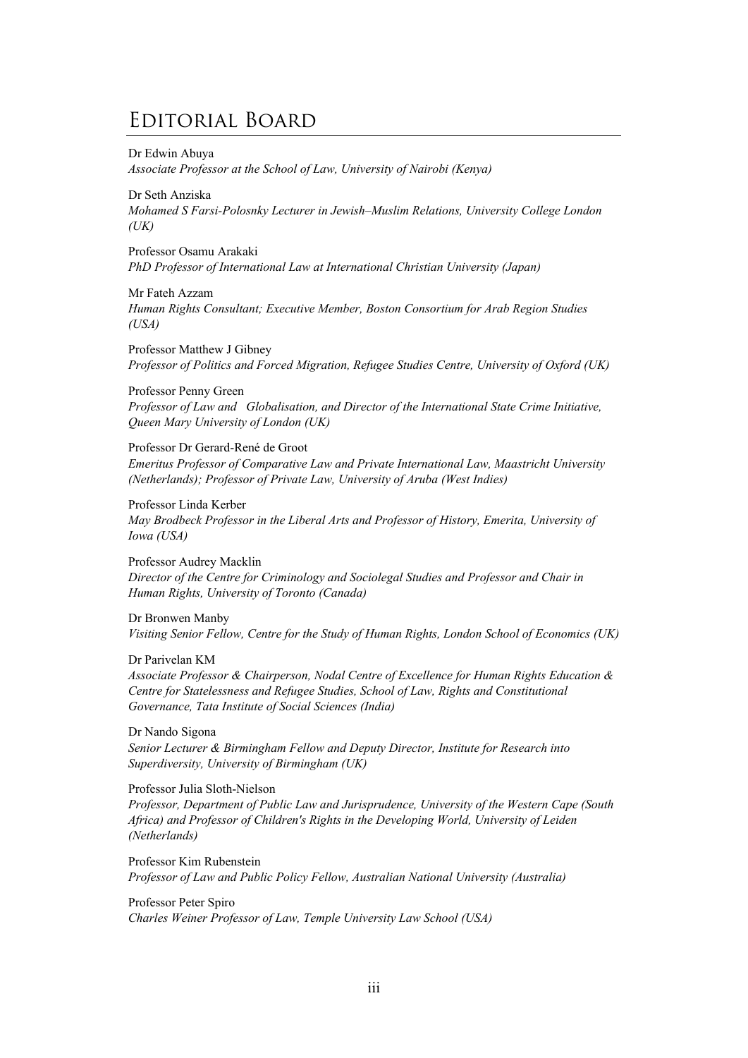# Editorial Board

Dr Edwin Abuya
*Associate Professor at the School of Law, University of Nairobi (Kenya)*

Dr Seth Anziska
*Mohamed S Farsi-Polosnky Lecturer in Jewish–Muslim Relations, University College London (UK)*

Professor Osamu Arakaki
*PhD Professor of International Law at International Christian University (Japan)*

Mr Fateh Azzam
*Human Rights Consultant; Executive Member, Boston Consortium for Arab Region Studies (USA)*

Professor Matthew J Gibney
*Professor of Politics and Forced Migration, Refugee Studies Centre, University of Oxford (UK)*

Professor Penny Green
*Professor of Law and Globalisation, and Director of the International State Crime Initiative, Queen Mary University of London (UK)*

Professor Dr Gerard-René de Groot
*Emeritus Professor of Comparative Law and Private International Law, Maastricht University (Netherlands); Professor of Private Law, University of Aruba (West Indies)*

Professor Linda Kerber
*May Brodbeck Professor in the Liberal Arts and Professor of History, Emerita, University of Iowa (USA)*

Professor Audrey Macklin
*Director of the Centre for Criminology and Sociolegal Studies and Professor and Chair in Human Rights, University of Toronto (Canada)*

Dr Bronwen Manby
*Visiting Senior Fellow, Centre for the Study of Human Rights, London School of Economics (UK)*

Dr Parivelan KM
*Associate Professor & Chairperson, Nodal Centre of Excellence for Human Rights Education & Centre for Statelessness and Refugee Studies, School of Law, Rights and Constitutional Governance, Tata Institute of Social Sciences (India)*

Dr Nando Sigona
*Senior Lecturer & Birmingham Fellow and Deputy Director, Institute for Research into Superdiversity, University of Birmingham (UK)*

Professor Julia Sloth-Nielson
*Professor, Department of Public Law and Jurisprudence, University of the Western Cape (South Africa) and Professor of Children's Rights in the Developing World, University of Leiden (Netherlands)*

Professor Kim Rubenstein
*Professor of Law and Public Policy Fellow, Australian National University (Australia)*

Professor Peter Spiro
*Charles Weiner Professor of Law, Temple University Law School (USA)*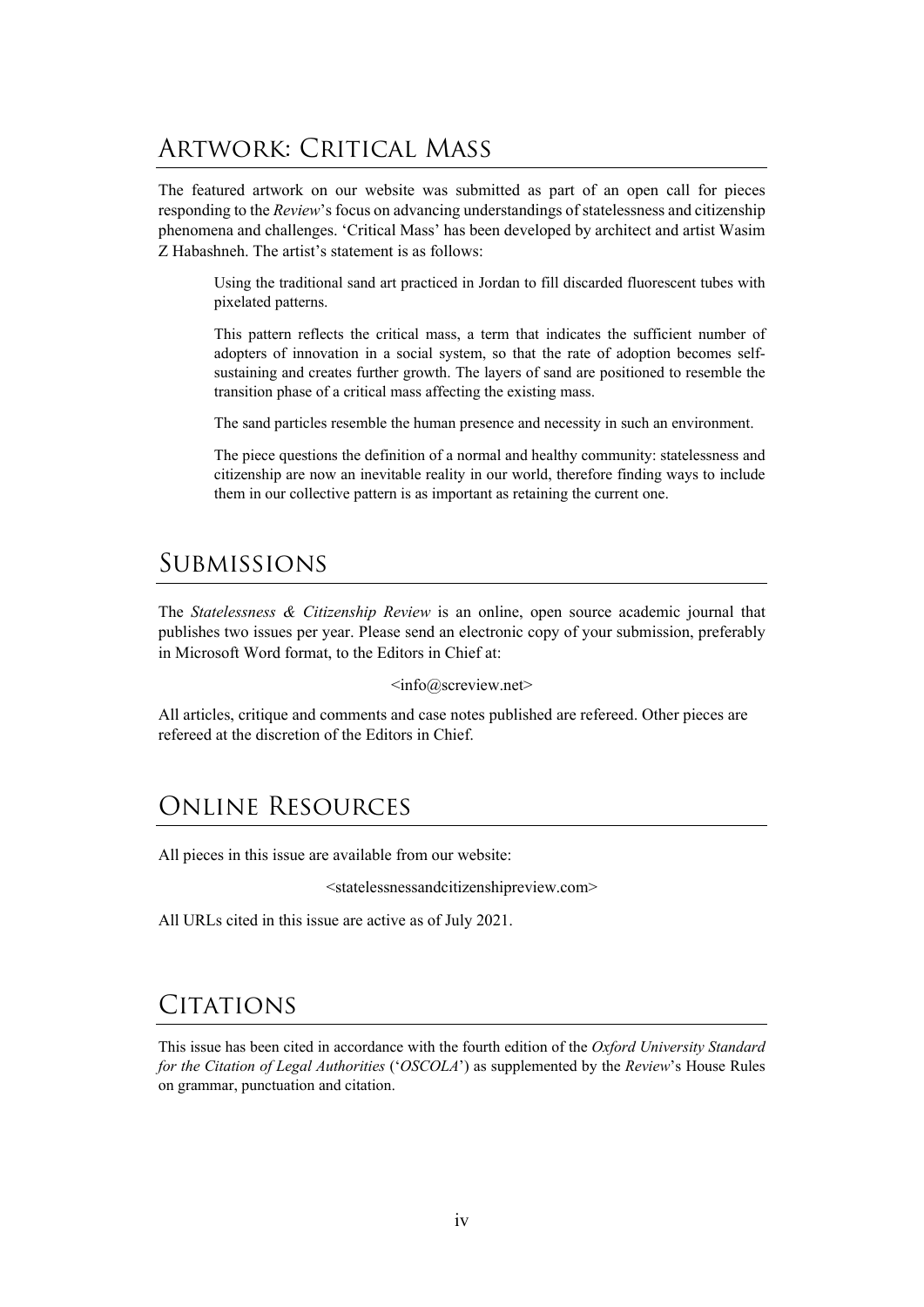## Artwork: Critical Mass

The featured artwork on our website was submitted as part of an open call for pieces responding to the *Review*'s focus on advancing understandings of statelessness and citizenship phenomena and challenges. 'Critical Mass' has been developed by architect and artist Wasim Z Habashneh. The artist's statement is as follows:

> Using the traditional sand art practiced in Jordan to fill discarded fluorescent tubes with pixelated patterns.
>
> This pattern reflects the critical mass, a term that indicates the sufficient number of adopters of innovation in a social system, so that the rate of adoption becomes self-sustaining and creates further growth. The layers of sand are positioned to resemble the transition phase of a critical mass affecting the existing mass.
>
> The sand particles resemble the human presence and necessity in such an environment.
>
> The piece questions the definition of a normal and healthy community: statelessness and citizenship are now an inevitable reality in our world, therefore finding ways to include them in our collective pattern is as important as retaining the current one.

## Submissions

The *Statelessness & Citizenship Review* is an online, open source academic journal that publishes two issues per year. Please send an electronic copy of your submission, preferably in Microsoft Word format, to the Editors in Chief at:

<info@screview.net>

All articles, critique and comments and case notes published are refereed. Other pieces are refereed at the discretion of the Editors in Chief.

## Online Resources

All pieces in this issue are available from our website:

<statelessnessandcitizenshipreview.com>

All URLs cited in this issue are active as of July 2021.

## Citations

This issue has been cited in accordance with the fourth edition of the *Oxford University Standard for the Citation of Legal Authorities* ('*OSCOLA*') as supplemented by the *Review*'s House Rules on grammar, punctuation and citation.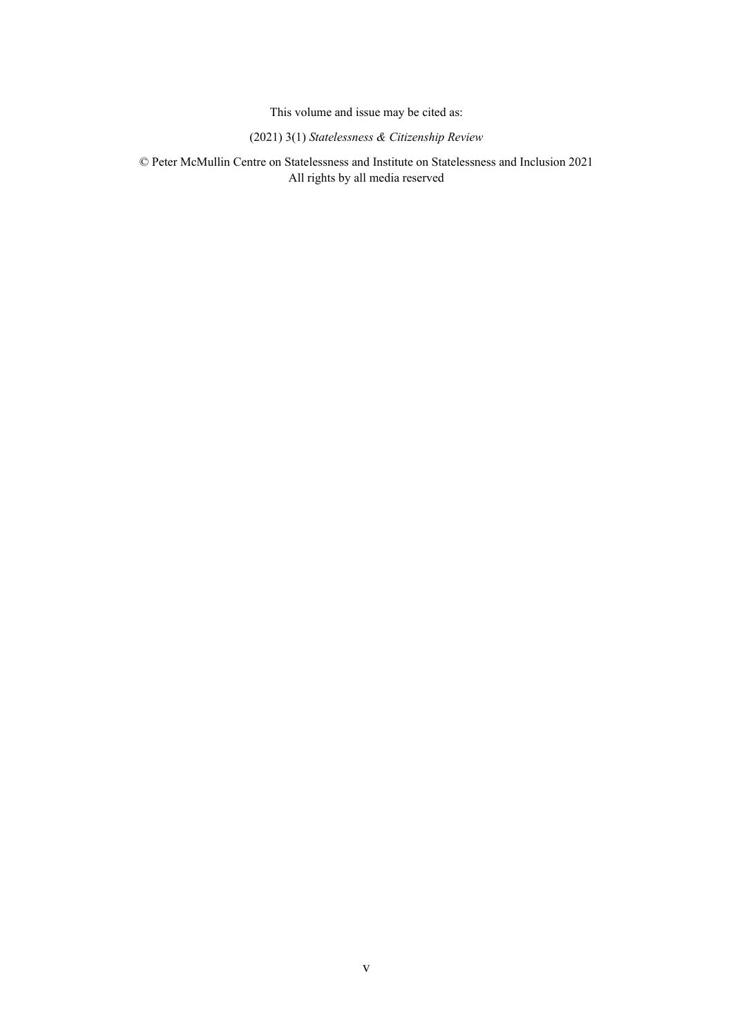This volume and issue may be cited as:

(2021) 3(1) *Statelessness & Citizenship Review*

© Peter McMullin Centre on Statelessness and Institute on Statelessness and Inclusion 2021
All rights by all media reserved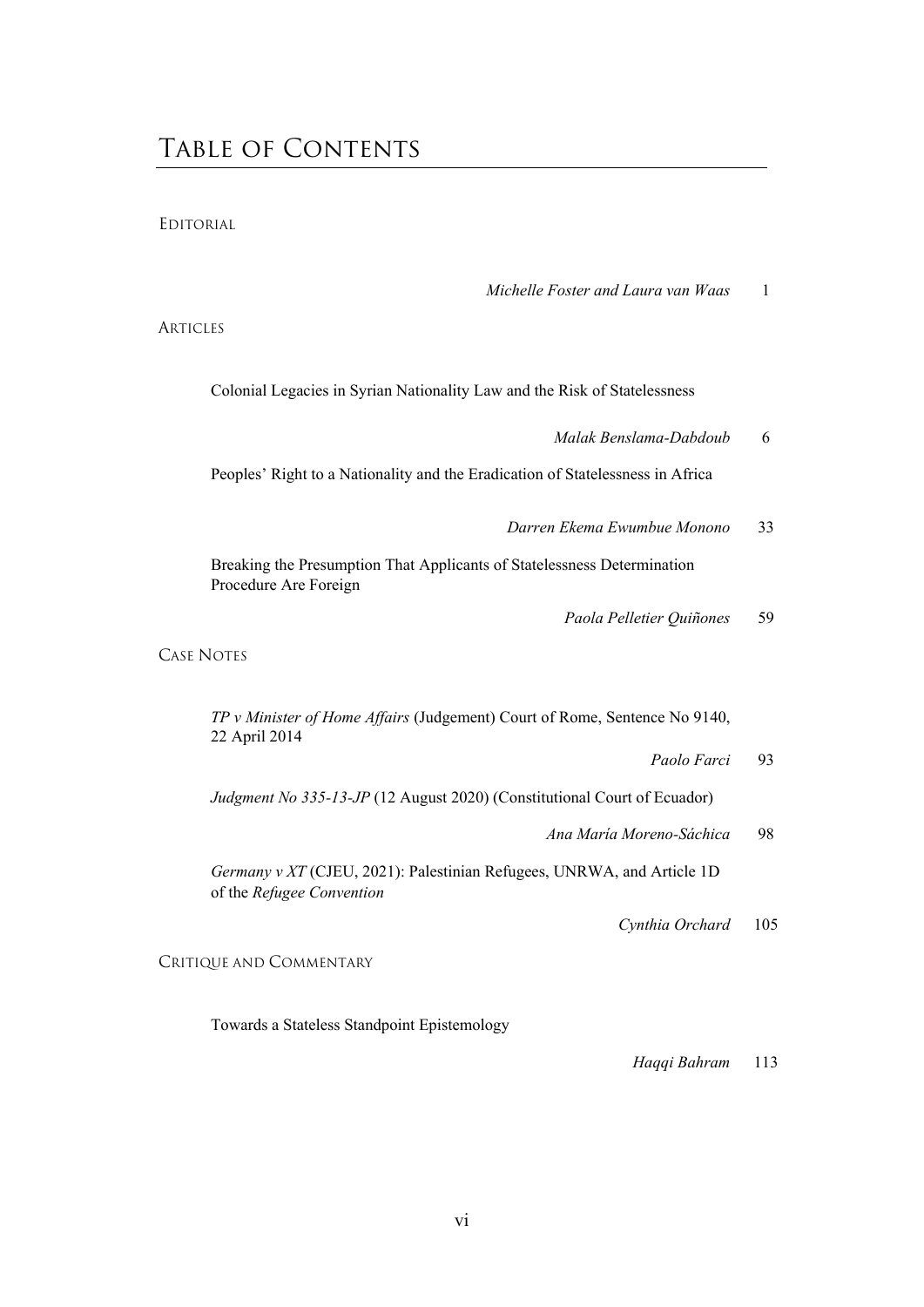# Table of Contents

## Editorial

*Michelle Foster and Laura van Waas* 1

## Articles

Colonial Legacies in Syrian Nationality Law and the Risk of Statelessness

*Malak Benslama-Dabdoub* 6

Peoples' Right to a Nationality and the Eradication of Statelessness in Africa

*Darren Ekema Ewumbue Monono* 33

Breaking the Presumption That Applicants of Statelessness Determination Procedure Are Foreign

*Paola Pelletier Quiñones* 59

## Case Notes

*TP v Minister of Home Affairs* (Judgement) Court of Rome, Sentence No 9140, 22 April 2014

*Paolo Farci* 93

*Judgment No 335-13-JP* (12 August 2020) (Constitutional Court of Ecuador)

*Ana María Moreno-Sáchica* 98

*Germany v XT* (CJEU, 2021): Palestinian Refugees, UNRWA, and Article 1D of the *Refugee Convention*

*Cynthia Orchard* 105

## Critique and Commentary

Towards a Stateless Standpoint Epistemology

*Haqqi Bahram* 113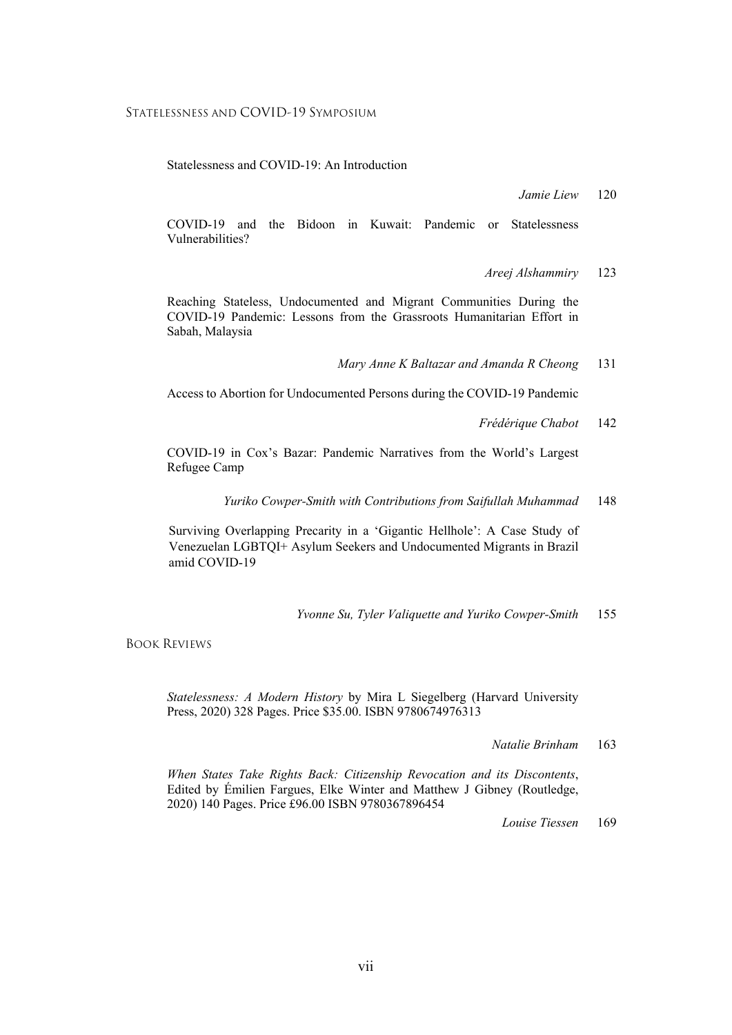## Statelessness and COVID-19 Symposium

Statelessness and COVID-19: An Introduction

*Jamie Liew* 120

COVID-19 and the Bidoon in Kuwait: Pandemic or Statelessness Vulnerabilities?

*Areej Alshammiry* 123

Reaching Stateless, Undocumented and Migrant Communities During the COVID-19 Pandemic: Lessons from the Grassroots Humanitarian Effort in Sabah, Malaysia

*Mary Anne K Baltazar and Amanda R Cheong* 131

Access to Abortion for Undocumented Persons during the COVID-19 Pandemic

*Frédérique Chabot* 142

COVID-19 in Cox's Bazar: Pandemic Narratives from the World's Largest Refugee Camp

*Yuriko Cowper-Smith with Contributions from Saifullah Muhammad* 148

Surviving Overlapping Precarity in a 'Gigantic Hellhole': A Case Study of Venezuelan LGBTQI+ Asylum Seekers and Undocumented Migrants in Brazil amid COVID-19

*Yvonne Su, Tyler Valiquette and Yuriko Cowper-Smith* 155

## Book Reviews

*Statelessness: A Modern History* by Mira L Siegelberg (Harvard University Press, 2020) 328 Pages. Price $35.00. ISBN 9780674976313

*Natalie Brinham* 163

*When States Take Rights Back: Citizenship Revocation and its Discontents*, Edited by Émilien Fargues, Elke Winter and Matthew J Gibney (Routledge, 2020) 140 Pages. Price £96.00 ISBN 9780367896454

*Louise Tiessen* 169